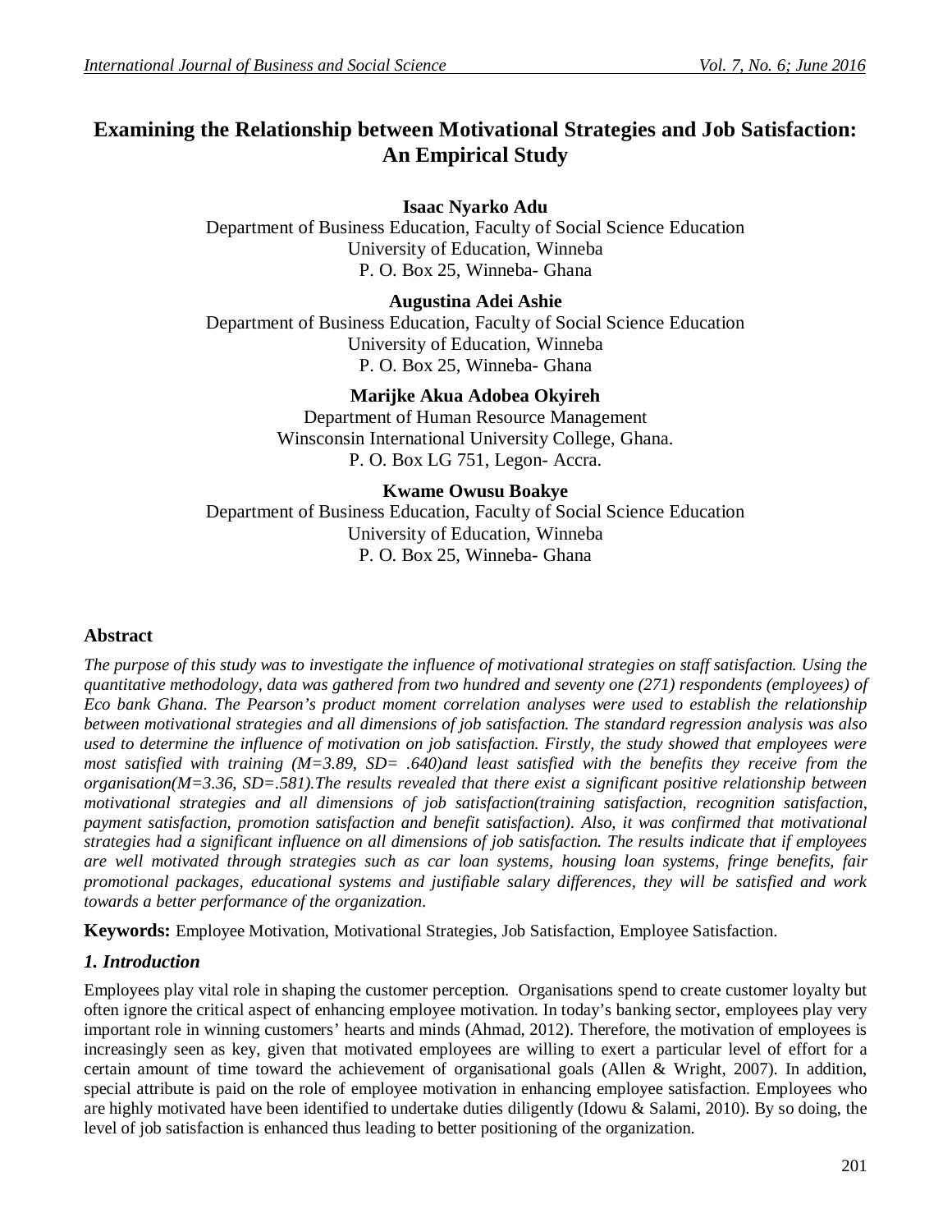# Examining the Relationship between Motivational Strategies and Job Satisfaction: An Empirical Study

**Isaac Nyarko Adu**
Department of Business Education, Faculty of Social Science Education
University of Education, Winneba
P. O. Box 25, Winneba- Ghana

**Augustina Adei Ashie**
Department of Business Education, Faculty of Social Science Education
University of Education, Winneba
P. O. Box 25, Winneba- Ghana

**Marijke Akua Adobea Okyireh**
Department of Human Resource Management
Winsconsin International University College, Ghana.
P. O. Box LG 751, Legon- Accra.

**Kwame Owusu Boakye**
Department of Business Education, Faculty of Social Science Education
University of Education, Winneba
P. O. Box 25, Winneba- Ghana

## Abstract

*The purpose of this study was to investigate the influence of motivational strategies on staff satisfaction. Using the quantitative methodology, data was gathered from two hundred and seventy one (271) respondents (employees) of Eco bank Ghana. The Pearson's product moment correlation analyses were used to establish the relationship between motivational strategies and all dimensions of job satisfaction. The standard regression analysis was also used to determine the influence of motivation on job satisfaction. Firstly, the study showed that employees were most satisfied with training (M=3.89, SD= .640)and least satisfied with the benefits they receive from the organisation(M=3.36, SD=.581).The results revealed that there exist a significant positive relationship between motivational strategies and all dimensions of job satisfaction(training satisfaction, recognition satisfaction, payment satisfaction, promotion satisfaction and benefit satisfaction). Also, it was confirmed that motivational strategies had a significant influence on all dimensions of job satisfaction. The results indicate that if employees are well motivated through strategies such as car loan systems, housing loan systems, fringe benefits, fair promotional packages, educational systems and justifiable salary differences, they will be satisfied and work towards a better performance of the organization.*

**Keywords:** Employee Motivation, Motivational Strategies, Job Satisfaction, Employee Satisfaction.

## *1. Introduction*

Employees play vital role in shaping the customer perception. Organisations spend to create customer loyalty but often ignore the critical aspect of enhancing employee motivation. In today's banking sector, employees play very important role in winning customers' hearts and minds (Ahmad, 2012). Therefore, the motivation of employees is increasingly seen as key, given that motivated employees are willing to exert a particular level of effort for a certain amount of time toward the achievement of organisational goals (Allen & Wright, 2007). In addition, special attribute is paid on the role of employee motivation in enhancing employee satisfaction. Employees who are highly motivated have been identified to undertake duties diligently (Idowu & Salami, 2010). By so doing, the level of job satisfaction is enhanced thus leading to better positioning of the organization.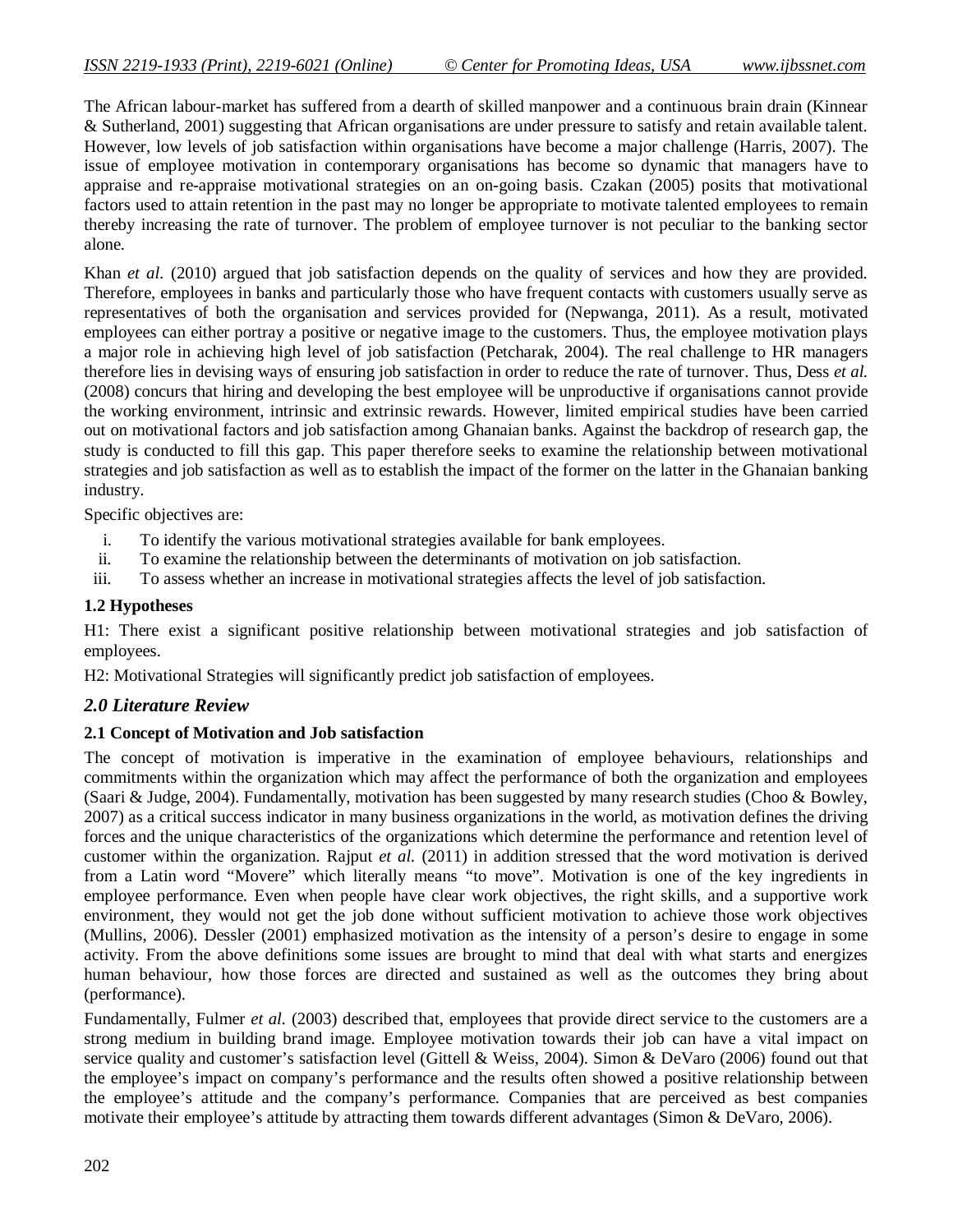The African labour-market has suffered from a dearth of skilled manpower and a continuous brain drain (Kinnear & Sutherland, 2001) suggesting that African organisations are under pressure to satisfy and retain available talent. However, low levels of job satisfaction within organisations have become a major challenge (Harris, 2007). The issue of employee motivation in contemporary organisations has become so dynamic that managers have to appraise and re-appraise motivational strategies on an on-going basis. Czakan (2005) posits that motivational factors used to attain retention in the past may no longer be appropriate to motivate talented employees to remain thereby increasing the rate of turnover. The problem of employee turnover is not peculiar to the banking sector alone.

Khan *et al.* (2010) argued that job satisfaction depends on the quality of services and how they are provided. Therefore, employees in banks and particularly those who have frequent contacts with customers usually serve as representatives of both the organisation and services provided for (Nepwanga, 2011). As a result, motivated employees can either portray a positive or negative image to the customers. Thus, the employee motivation plays a major role in achieving high level of job satisfaction (Petcharak, 2004). The real challenge to HR managers therefore lies in devising ways of ensuring job satisfaction in order to reduce the rate of turnover. Thus, Dess *et al.* (2008) concurs that hiring and developing the best employee will be unproductive if organisations cannot provide the working environment, intrinsic and extrinsic rewards. However, limited empirical studies have been carried out on motivational factors and job satisfaction among Ghanaian banks. Against the backdrop of research gap, the study is conducted to fill this gap. This paper therefore seeks to examine the relationship between motivational strategies and job satisfaction as well as to establish the impact of the former on the latter in the Ghanaian banking industry.

Specific objectives are:

i. To identify the various motivational strategies available for bank employees.
ii. To examine the relationship between the determinants of motivation on job satisfaction.
iii. To assess whether an increase in motivational strategies affects the level of job satisfaction.

### 1.2 Hypotheses

H1: There exist a significant positive relationship between motivational strategies and job satisfaction of employees.

H2: Motivational Strategies will significantly predict job satisfaction of employees.

## *2.0 Literature Review*

### 2.1 Concept of Motivation and Job satisfaction

The concept of motivation is imperative in the examination of employee behaviours, relationships and commitments within the organization which may affect the performance of both the organization and employees (Saari & Judge, 2004). Fundamentally, motivation has been suggested by many research studies (Choo & Bowley, 2007) as a critical success indicator in many business organizations in the world, as motivation defines the driving forces and the unique characteristics of the organizations which determine the performance and retention level of customer within the organization. Rajput *et al.* (2011) in addition stressed that the word motivation is derived from a Latin word "Movere" which literally means "to move". Motivation is one of the key ingredients in employee performance. Even when people have clear work objectives, the right skills, and a supportive work environment, they would not get the job done without sufficient motivation to achieve those work objectives (Mullins, 2006). Dessler (2001) emphasized motivation as the intensity of a person's desire to engage in some activity. From the above definitions some issues are brought to mind that deal with what starts and energizes human behaviour, how those forces are directed and sustained as well as the outcomes they bring about (performance).

Fundamentally, Fulmer *et al.* (2003) described that, employees that provide direct service to the customers are a strong medium in building brand image. Employee motivation towards their job can have a vital impact on service quality and customer's satisfaction level (Gittell & Weiss, 2004). Simon & DeVaro (2006) found out that the employee's impact on company's performance and the results often showed a positive relationship between the employee's attitude and the company's performance. Companies that are perceived as best companies motivate their employee's attitude by attracting them towards different advantages (Simon & DeVaro, 2006).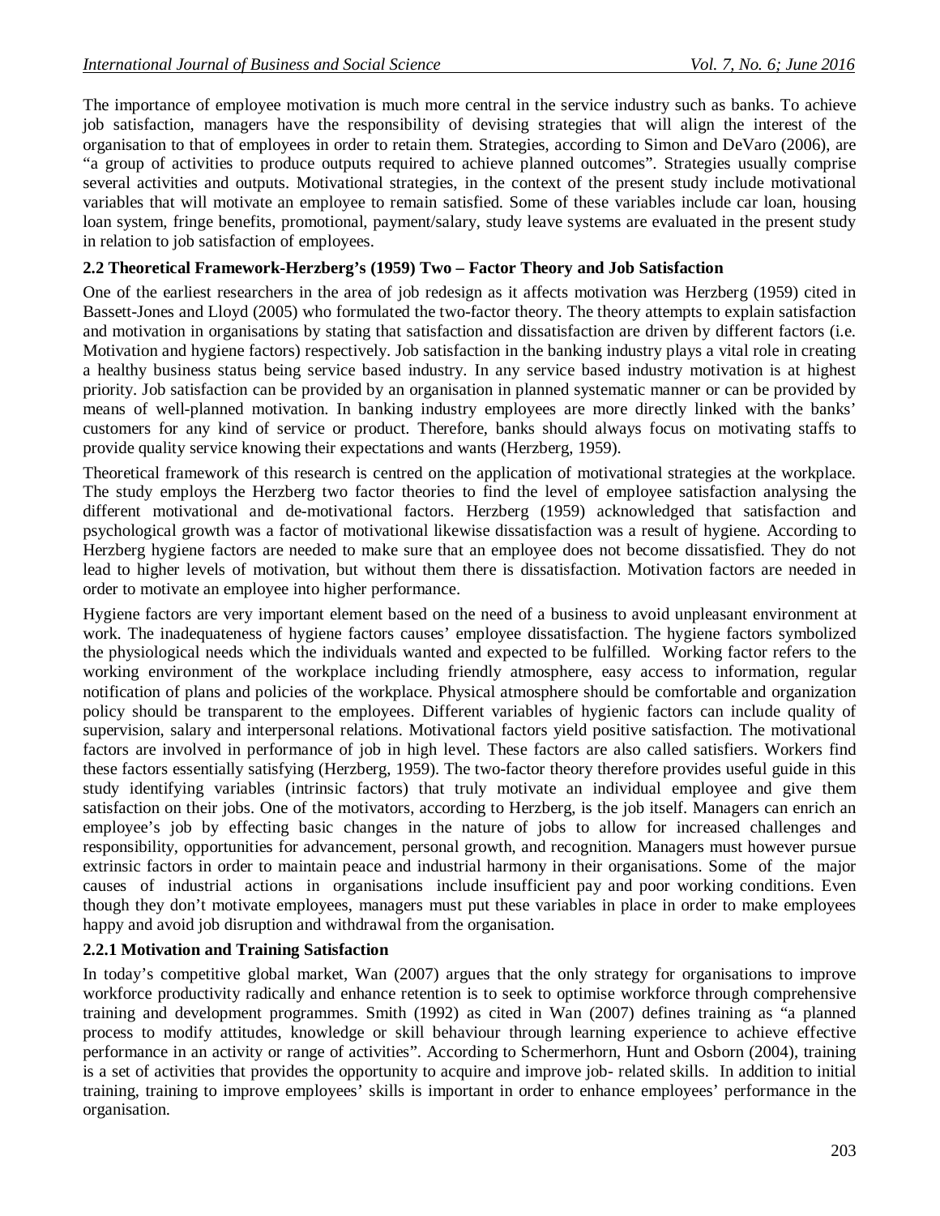The importance of employee motivation is much more central in the service industry such as banks. To achieve job satisfaction, managers have the responsibility of devising strategies that will align the interest of the organisation to that of employees in order to retain them. Strategies, according to Simon and DeVaro (2006), are "a group of activities to produce outputs required to achieve planned outcomes". Strategies usually comprise several activities and outputs. Motivational strategies, in the context of the present study include motivational variables that will motivate an employee to remain satisfied. Some of these variables include car loan, housing loan system, fringe benefits, promotional, payment/salary, study leave systems are evaluated in the present study in relation to job satisfaction of employees.

### 2.2 Theoretical Framework-Herzberg's (1959) Two – Factor Theory and Job Satisfaction

One of the earliest researchers in the area of job redesign as it affects motivation was Herzberg (1959) cited in Bassett-Jones and Lloyd (2005) who formulated the two-factor theory. The theory attempts to explain satisfaction and motivation in organisations by stating that satisfaction and dissatisfaction are driven by different factors (i.e. Motivation and hygiene factors) respectively. Job satisfaction in the banking industry plays a vital role in creating a healthy business status being service based industry. In any service based industry motivation is at highest priority. Job satisfaction can be provided by an organisation in planned systematic manner or can be provided by means of well-planned motivation. In banking industry employees are more directly linked with the banks' customers for any kind of service or product. Therefore, banks should always focus on motivating staffs to provide quality service knowing their expectations and wants (Herzberg, 1959).

Theoretical framework of this research is centred on the application of motivational strategies at the workplace. The study employs the Herzberg two factor theories to find the level of employee satisfaction analysing the different motivational and de-motivational factors. Herzberg (1959) acknowledged that satisfaction and psychological growth was a factor of motivational likewise dissatisfaction was a result of hygiene. According to Herzberg hygiene factors are needed to make sure that an employee does not become dissatisfied. They do not lead to higher levels of motivation, but without them there is dissatisfaction. Motivation factors are needed in order to motivate an employee into higher performance.

Hygiene factors are very important element based on the need of a business to avoid unpleasant environment at work. The inadequateness of hygiene factors causes' employee dissatisfaction. The hygiene factors symbolized the physiological needs which the individuals wanted and expected to be fulfilled. Working factor refers to the working environment of the workplace including friendly atmosphere, easy access to information, regular notification of plans and policies of the workplace. Physical atmosphere should be comfortable and organization policy should be transparent to the employees. Different variables of hygienic factors can include quality of supervision, salary and interpersonal relations. Motivational factors yield positive satisfaction. The motivational factors are involved in performance of job in high level. These factors are also called satisfiers. Workers find these factors essentially satisfying (Herzberg, 1959). The two-factor theory therefore provides useful guide in this study identifying variables (intrinsic factors) that truly motivate an individual employee and give them satisfaction on their jobs. One of the motivators, according to Herzberg, is the job itself. Managers can enrich an employee's job by effecting basic changes in the nature of jobs to allow for increased challenges and responsibility, opportunities for advancement, personal growth, and recognition. Managers must however pursue extrinsic factors in order to maintain peace and industrial harmony in their organisations. Some of the major causes of industrial actions in organisations include insufficient pay and poor working conditions. Even though they don't motivate employees, managers must put these variables in place in order to make employees happy and avoid job disruption and withdrawal from the organisation.

#### 2.2.1 Motivation and Training Satisfaction

In today's competitive global market, Wan (2007) argues that the only strategy for organisations to improve workforce productivity radically and enhance retention is to seek to optimise workforce through comprehensive training and development programmes. Smith (1992) as cited in Wan (2007) defines training as "a planned process to modify attitudes, knowledge or skill behaviour through learning experience to achieve effective performance in an activity or range of activities". According to Schermerhorn, Hunt and Osborn (2004), training is a set of activities that provides the opportunity to acquire and improve job- related skills. In addition to initial training, training to improve employees' skills is important in order to enhance employees' performance in the organisation.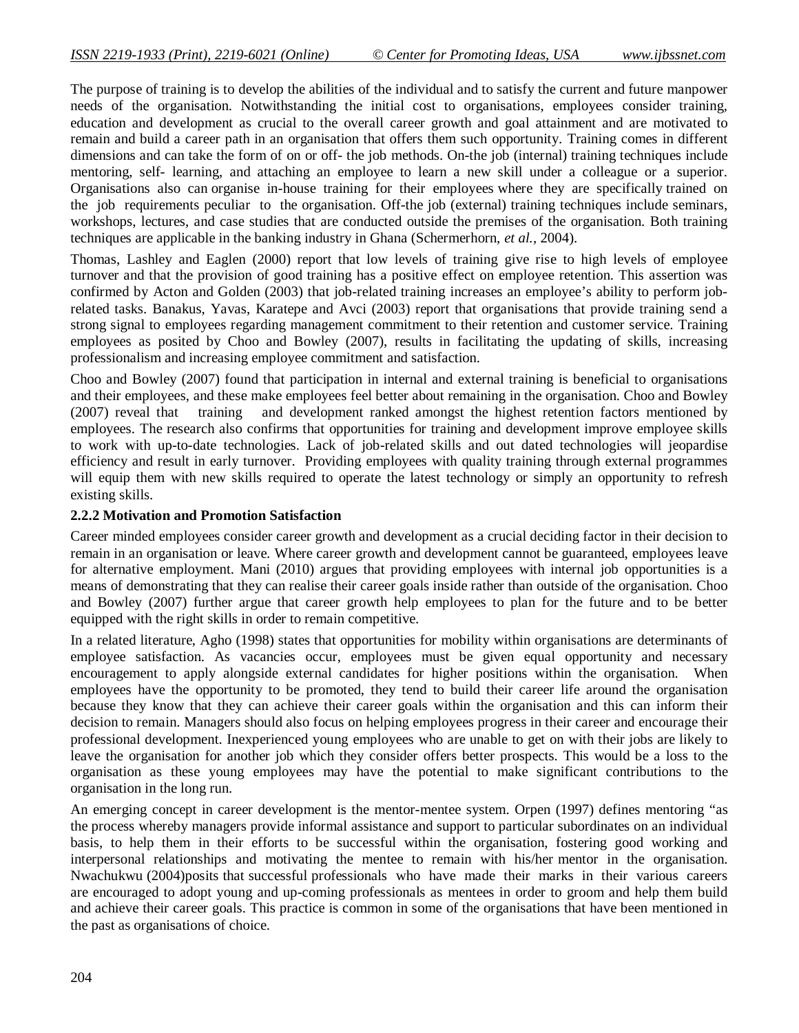The purpose of training is to develop the abilities of the individual and to satisfy the current and future manpower needs of the organisation. Notwithstanding the initial cost to organisations, employees consider training, education and development as crucial to the overall career growth and goal attainment and are motivated to remain and build a career path in an organisation that offers them such opportunity. Training comes in different dimensions and can take the form of on or off- the job methods. On-the job (internal) training techniques include mentoring, self- learning, and attaching an employee to learn a new skill under a colleague or a superior. Organisations also can organise in-house training for their employees where they are specifically trained on the job requirements peculiar to the organisation. Off-the job (external) training techniques include seminars, workshops, lectures, and case studies that are conducted outside the premises of the organisation. Both training techniques are applicable in the banking industry in Ghana (Schermerhorn, *et al.*, 2004).

Thomas, Lashley and Eaglen (2000) report that low levels of training give rise to high levels of employee turnover and that the provision of good training has a positive effect on employee retention. This assertion was confirmed by Acton and Golden (2003) that job-related training increases an employee's ability to perform job-related tasks. Banakus, Yavas, Karatepe and Avci (2003) report that organisations that provide training send a strong signal to employees regarding management commitment to their retention and customer service. Training employees as posited by Choo and Bowley (2007), results in facilitating the updating of skills, increasing professionalism and increasing employee commitment and satisfaction.

Choo and Bowley (2007) found that participation in internal and external training is beneficial to organisations and their employees, and these make employees feel better about remaining in the organisation. Choo and Bowley (2007) reveal that training and development ranked amongst the highest retention factors mentioned by employees. The research also confirms that opportunities for training and development improve employee skills to work with up-to-date technologies. Lack of job-related skills and out dated technologies will jeopardise efficiency and result in early turnover. Providing employees with quality training through external programmes will equip them with new skills required to operate the latest technology or simply an opportunity to refresh existing skills.

### 2.2.2 Motivation and Promotion Satisfaction

Career minded employees consider career growth and development as a crucial deciding factor in their decision to remain in an organisation or leave. Where career growth and development cannot be guaranteed, employees leave for alternative employment. Mani (2010) argues that providing employees with internal job opportunities is a means of demonstrating that they can realise their career goals inside rather than outside of the organisation. Choo and Bowley (2007) further argue that career growth help employees to plan for the future and to be better equipped with the right skills in order to remain competitive.

In a related literature, Agho (1998) states that opportunities for mobility within organisations are determinants of employee satisfaction. As vacancies occur, employees must be given equal opportunity and necessary encouragement to apply alongside external candidates for higher positions within the organisation. When employees have the opportunity to be promoted, they tend to build their career life around the organisation because they know that they can achieve their career goals within the organisation and this can inform their decision to remain. Managers should also focus on helping employees progress in their career and encourage their professional development. Inexperienced young employees who are unable to get on with their jobs are likely to leave the organisation for another job which they consider offers better prospects. This would be a loss to the organisation as these young employees may have the potential to make significant contributions to the organisation in the long run.

An emerging concept in career development is the mentor-mentee system. Orpen (1997) defines mentoring "as the process whereby managers provide informal assistance and support to particular subordinates on an individual basis, to help them in their efforts to be successful within the organisation, fostering good working and interpersonal relationships and motivating the mentee to remain with his/her mentor in the organisation. Nwachukwu (2004)posits that successful professionals who have made their marks in their various careers are encouraged to adopt young and up-coming professionals as mentees in order to groom and help them build and achieve their career goals. This practice is common in some of the organisations that have been mentioned in the past as organisations of choice.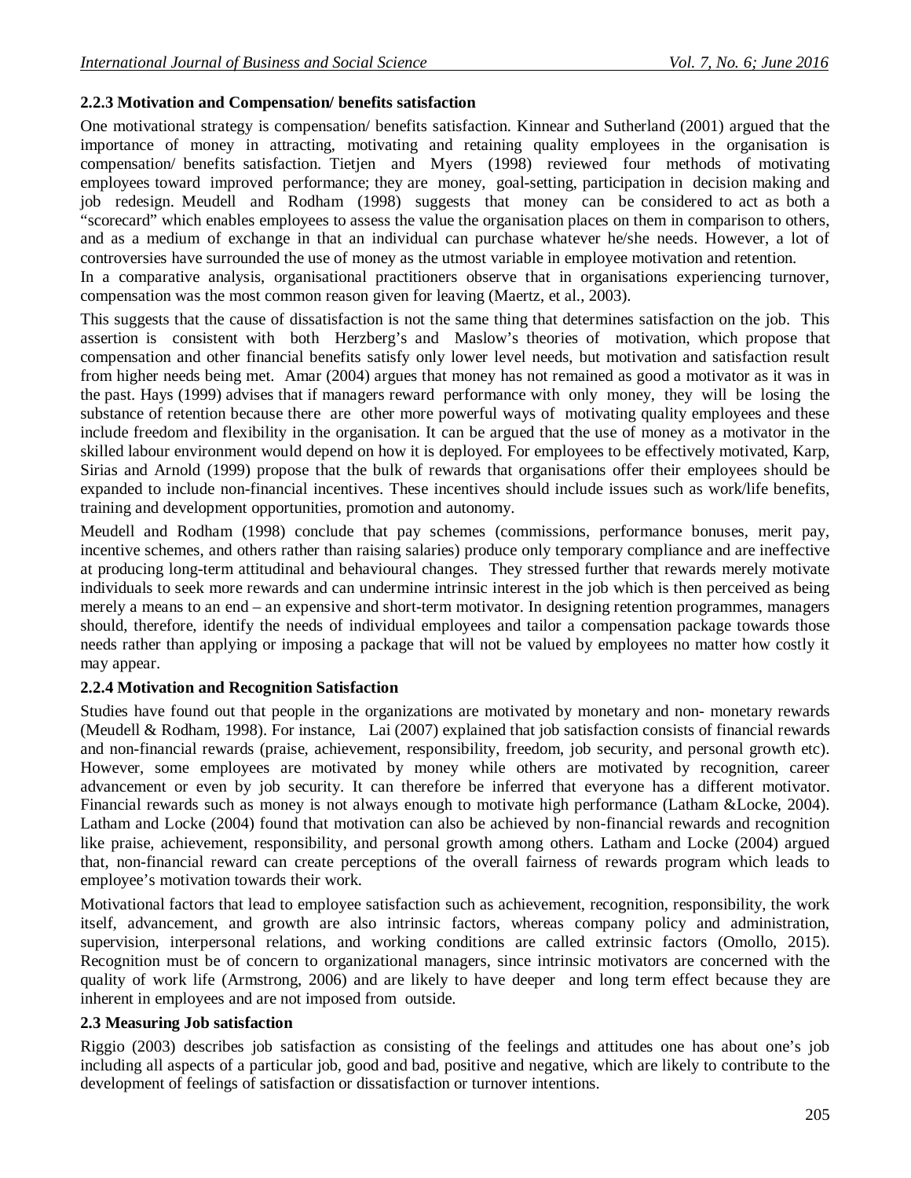### 2.2.3 Motivation and Compensation/ benefits satisfaction

One motivational strategy is compensation/ benefits satisfaction. Kinnear and Sutherland (2001) argued that the importance of money in attracting, motivating and retaining quality employees in the organisation is compensation/ benefits satisfaction. Tietjen and Myers (1998) reviewed four methods of motivating employees toward improved performance; they are money, goal-setting, participation in decision making and job redesign. Meudell and Rodham (1998) suggests that money can be considered to act as both a "scorecard" which enables employees to assess the value the organisation places on them in comparison to others, and as a medium of exchange in that an individual can purchase whatever he/she needs. However, a lot of controversies have surrounded the use of money as the utmost variable in employee motivation and retention.

In a comparative analysis, organisational practitioners observe that in organisations experiencing turnover, compensation was the most common reason given for leaving (Maertz, et al., 2003).

This suggests that the cause of dissatisfaction is not the same thing that determines satisfaction on the job. This assertion is consistent with both Herzberg's and Maslow's theories of motivation, which propose that compensation and other financial benefits satisfy only lower level needs, but motivation and satisfaction result from higher needs being met. Amar (2004) argues that money has not remained as good a motivator as it was in the past. Hays (1999) advises that if managers reward performance with only money, they will be losing the substance of retention because there are other more powerful ways of motivating quality employees and these include freedom and flexibility in the organisation. It can be argued that the use of money as a motivator in the skilled labour environment would depend on how it is deployed. For employees to be effectively motivated, Karp, Sirias and Arnold (1999) propose that the bulk of rewards that organisations offer their employees should be expanded to include non-financial incentives. These incentives should include issues such as work/life benefits, training and development opportunities, promotion and autonomy.

Meudell and Rodham (1998) conclude that pay schemes (commissions, performance bonuses, merit pay, incentive schemes, and others rather than raising salaries) produce only temporary compliance and are ineffective at producing long-term attitudinal and behavioural changes. They stressed further that rewards merely motivate individuals to seek more rewards and can undermine intrinsic interest in the job which is then perceived as being merely a means to an end – an expensive and short-term motivator. In designing retention programmes, managers should, therefore, identify the needs of individual employees and tailor a compensation package towards those needs rather than applying or imposing a package that will not be valued by employees no matter how costly it may appear.

### 2.2.4 Motivation and Recognition Satisfaction

Studies have found out that people in the organizations are motivated by monetary and non- monetary rewards (Meudell & Rodham, 1998). For instance, Lai (2007) explained that job satisfaction consists of financial rewards and non-financial rewards (praise, achievement, responsibility, freedom, job security, and personal growth etc). However, some employees are motivated by money while others are motivated by recognition, career advancement or even by job security. It can therefore be inferred that everyone has a different motivator. Financial rewards such as money is not always enough to motivate high performance (Latham &Locke, 2004). Latham and Locke (2004) found that motivation can also be achieved by non-financial rewards and recognition like praise, achievement, responsibility, and personal growth among others. Latham and Locke (2004) argued that, non-financial reward can create perceptions of the overall fairness of rewards program which leads to employee's motivation towards their work.

Motivational factors that lead to employee satisfaction such as achievement, recognition, responsibility, the work itself, advancement, and growth are also intrinsic factors, whereas company policy and administration, supervision, interpersonal relations, and working conditions are called extrinsic factors (Omollo, 2015). Recognition must be of concern to organizational managers, since intrinsic motivators are concerned with the quality of work life (Armstrong, 2006) and are likely to have deeper and long term effect because they are inherent in employees and are not imposed from outside.

## 2.3 Measuring Job satisfaction

Riggio (2003) describes job satisfaction as consisting of the feelings and attitudes one has about one's job including all aspects of a particular job, good and bad, positive and negative, which are likely to contribute to the development of feelings of satisfaction or dissatisfaction or turnover intentions.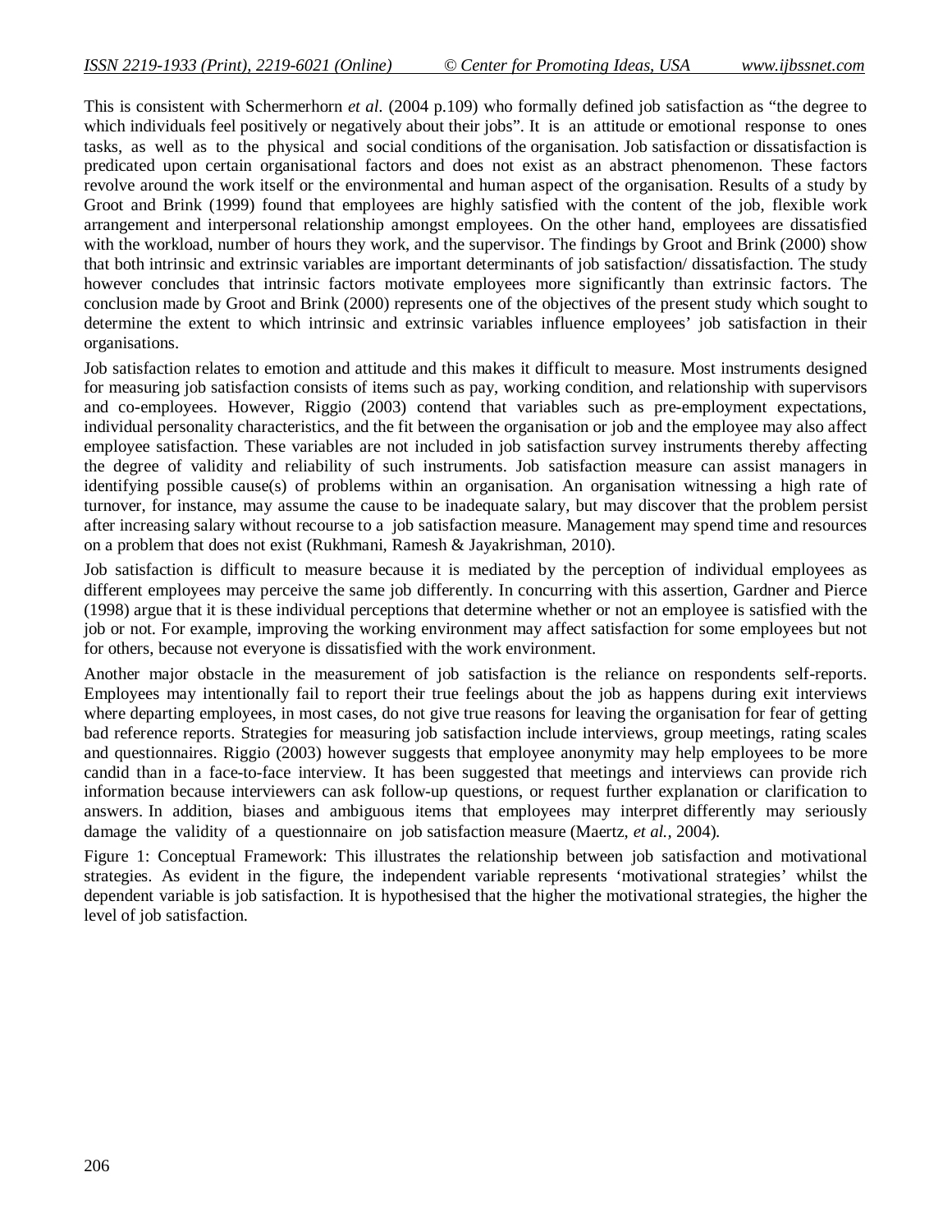This is consistent with Schermerhorn *et al.* (2004 p.109) who formally defined job satisfaction as "the degree to which individuals feel positively or negatively about their jobs". It is an attitude or emotional response to ones tasks, as well as to the physical and social conditions of the organisation. Job satisfaction or dissatisfaction is predicated upon certain organisational factors and does not exist as an abstract phenomenon. These factors revolve around the work itself or the environmental and human aspect of the organisation. Results of a study by Groot and Brink (1999) found that employees are highly satisfied with the content of the job, flexible work arrangement and interpersonal relationship amongst employees. On the other hand, employees are dissatisfied with the workload, number of hours they work, and the supervisor. The findings by Groot and Brink (2000) show that both intrinsic and extrinsic variables are important determinants of job satisfaction/ dissatisfaction. The study however concludes that intrinsic factors motivate employees more significantly than extrinsic factors. The conclusion made by Groot and Brink (2000) represents one of the objectives of the present study which sought to determine the extent to which intrinsic and extrinsic variables influence employees' job satisfaction in their organisations.

Job satisfaction relates to emotion and attitude and this makes it difficult to measure. Most instruments designed for measuring job satisfaction consists of items such as pay, working condition, and relationship with supervisors and co-employees. However, Riggio (2003) contend that variables such as pre-employment expectations, individual personality characteristics, and the fit between the organisation or job and the employee may also affect employee satisfaction. These variables are not included in job satisfaction survey instruments thereby affecting the degree of validity and reliability of such instruments. Job satisfaction measure can assist managers in identifying possible cause(s) of problems within an organisation. An organisation witnessing a high rate of turnover, for instance, may assume the cause to be inadequate salary, but may discover that the problem persist after increasing salary without recourse to a job satisfaction measure. Management may spend time and resources on a problem that does not exist (Rukhmani, Ramesh & Jayakrishman, 2010).

Job satisfaction is difficult to measure because it is mediated by the perception of individual employees as different employees may perceive the same job differently. In concurring with this assertion, Gardner and Pierce (1998) argue that it is these individual perceptions that determine whether or not an employee is satisfied with the job or not. For example, improving the working environment may affect satisfaction for some employees but not for others, because not everyone is dissatisfied with the work environment.

Another major obstacle in the measurement of job satisfaction is the reliance on respondents self-reports. Employees may intentionally fail to report their true feelings about the job as happens during exit interviews where departing employees, in most cases, do not give true reasons for leaving the organisation for fear of getting bad reference reports. Strategies for measuring job satisfaction include interviews, group meetings, rating scales and questionnaires. Riggio (2003) however suggests that employee anonymity may help employees to be more candid than in a face-to-face interview. It has been suggested that meetings and interviews can provide rich information because interviewers can ask follow-up questions, or request further explanation or clarification to answers. In addition, biases and ambiguous items that employees may interpret differently may seriously damage the validity of a questionnaire on job satisfaction measure (Maertz, *et al.*, 2004).

Figure 1: Conceptual Framework: This illustrates the relationship between job satisfaction and motivational strategies. As evident in the figure, the independent variable represents 'motivational strategies' whilst the dependent variable is job satisfaction. It is hypothesised that the higher the motivational strategies, the higher the level of job satisfaction.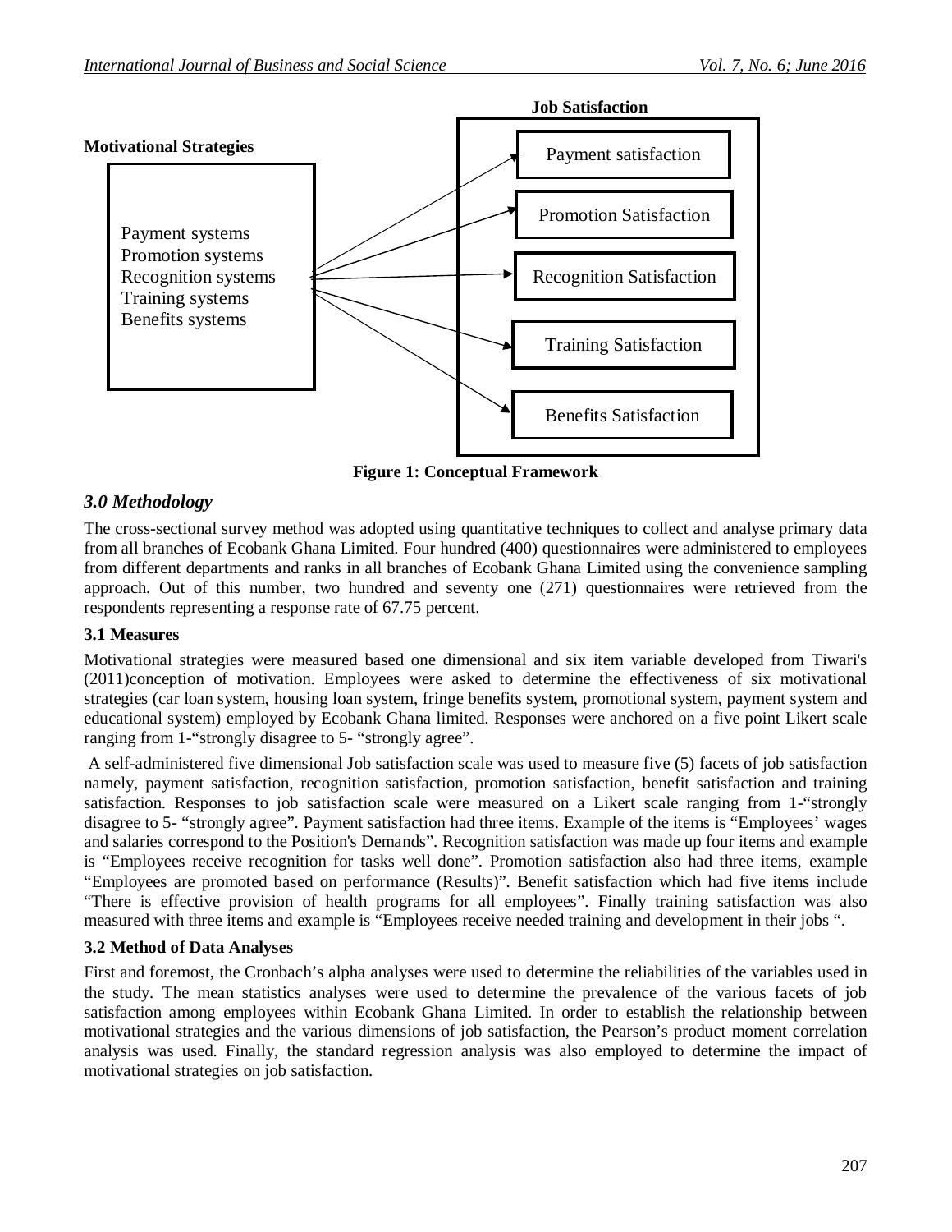Motivational Strategies

Payment systems
Promotion systems
Recognition systems
Training systems
Benefits systems

Job Satisfaction

Payment satisfaction

Promotion Satisfaction

Recognition Satisfaction

Training Satisfaction

Benefits Satisfaction

**Figure 1: Conceptual Framework**

## *3.0 Methodology*

The cross-sectional survey method was adopted using quantitative techniques to collect and analyse primary data from all branches of Ecobank Ghana Limited. Four hundred (400) questionnaires were administered to employees from different departments and ranks in all branches of Ecobank Ghana Limited using the convenience sampling approach. Out of this number, two hundred and seventy one (271) questionnaires were retrieved from the respondents representing a response rate of 67.75 percent.

### 3.1 Measures

Motivational strategies were measured based one dimensional and six item variable developed from Tiwari's (2011)conception of motivation. Employees were asked to determine the effectiveness of six motivational strategies (car loan system, housing loan system, fringe benefits system, promotional system, payment system and educational system) employed by Ecobank Ghana limited. Responses were anchored on a five point Likert scale ranging from 1-"strongly disagree to 5- "strongly agree".

A self-administered five dimensional Job satisfaction scale was used to measure five (5) facets of job satisfaction namely, payment satisfaction, recognition satisfaction, promotion satisfaction, benefit satisfaction and training satisfaction. Responses to job satisfaction scale were measured on a Likert scale ranging from 1-"strongly disagree to 5- "strongly agree". Payment satisfaction had three items. Example of the items is "Employees' wages and salaries correspond to the Position's Demands". Recognition satisfaction was made up four items and example is "Employees receive recognition for tasks well done". Promotion satisfaction also had three items, example "Employees are promoted based on performance (Results)". Benefit satisfaction which had five items include "There is effective provision of health programs for all employees". Finally training satisfaction was also measured with three items and example is "Employees receive needed training and development in their jobs ".

### 3.2 Method of Data Analyses

First and foremost, the Cronbach's alpha analyses were used to determine the reliabilities of the variables used in the study. The mean statistics analyses were used to determine the prevalence of the various facets of job satisfaction among employees within Ecobank Ghana Limited. In order to establish the relationship between motivational strategies and the various dimensions of job satisfaction, the Pearson's product moment correlation analysis was used. Finally, the standard regression analysis was also employed to determine the impact of motivational strategies on job satisfaction.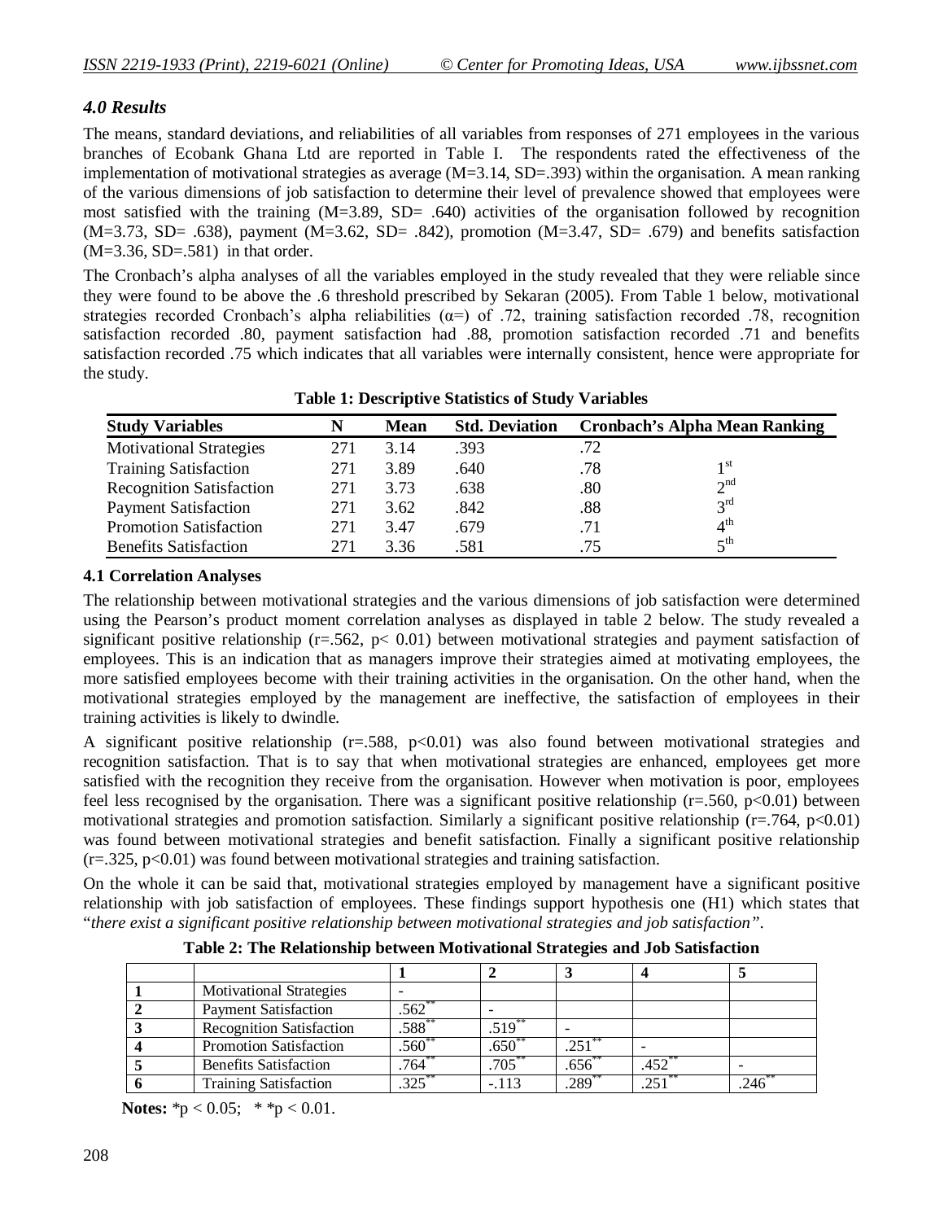### *4.0 Results*

The means, standard deviations, and reliabilities of all variables from responses of 271 employees in the various branches of Ecobank Ghana Ltd are reported in Table I. The respondents rated the effectiveness of the implementation of motivational strategies as average (M=3.14, SD=.393) within the organisation. A mean ranking of the various dimensions of job satisfaction to determine their level of prevalence showed that employees were most satisfied with the training (M=3.89, SD= .640) activities of the organisation followed by recognition (M=3.73, SD= .638), payment (M=3.62, SD= .842), promotion (M=3.47, SD= .679) and benefits satisfaction (M=3.36, SD=.581) in that order.

The Cronbach's alpha analyses of all the variables employed in the study revealed that they were reliable since they were found to be above the .6 threshold prescribed by Sekaran (2005). From Table 1 below, motivational strategies recorded Cronbach's alpha reliabilities (α=) of .72, training satisfaction recorded .78, recognition satisfaction recorded .80, payment satisfaction had .88, promotion satisfaction recorded .71 and benefits satisfaction recorded .75 which indicates that all variables were internally consistent, hence were appropriate for the study.

**Table 1: Descriptive Statistics of Study Variables**

| Study Variables | N | Mean | Std. Deviation | Cronbach's Alpha | Mean Ranking |
|---|---|---|---|---|---|
| Motivational Strategies | 271 | 3.14 | .393 | .72 | |
| Training Satisfaction | 271 | 3.89 | .640 | .78 | 1st |
| Recognition Satisfaction | 271 | 3.73 | .638 | .80 | 2nd |
| Payment Satisfaction | 271 | 3.62 | .842 | .88 | 3rd |
| Promotion Satisfaction | 271 | 3.47 | .679 | .71 | 4th |
| Benefits Satisfaction | 271 | 3.36 | .581 | .75 | 5th |

#### 4.1 Correlation Analyses

The relationship between motivational strategies and the various dimensions of job satisfaction were determined using the Pearson's product moment correlation analyses as displayed in table 2 below. The study revealed a significant positive relationship (r=.562, p< 0.01) between motivational strategies and payment satisfaction of employees. This is an indication that as managers improve their strategies aimed at motivating employees, the more satisfied employees become with their training activities in the organisation. On the other hand, when the motivational strategies employed by the management are ineffective, the satisfaction of employees in their training activities is likely to dwindle.

A significant positive relationship (r=.588, p<0.01) was also found between motivational strategies and recognition satisfaction. That is to say that when motivational strategies are enhanced, employees get more satisfied with the recognition they receive from the organisation. However when motivation is poor, employees feel less recognised by the organisation. There was a significant positive relationship (r=.560, p<0.01) between motivational strategies and promotion satisfaction. Similarly a significant positive relationship (r=.764, p<0.01) was found between motivational strategies and benefit satisfaction. Finally a significant positive relationship (r=.325, p<0.01) was found between motivational strategies and training satisfaction.

On the whole it can be said that, motivational strategies employed by management have a significant positive relationship with job satisfaction of employees. These findings support hypothesis one (H1) which states that "*there exist a significant positive relationship between motivational strategies and job satisfaction*".

**Table 2: The Relationship between Motivational Strategies and Job Satisfaction**

| | | 1 | 2 | 3 | 4 | 5 |
|---|---|---|---|---|---|---|
| 1 | Motivational Strategies | - | | | | |
| 2 | Payment Satisfaction | .562** | - | | | |
| 3 | Recognition Satisfaction | .588** | .519** | - | | |
| 4 | Promotion Satisfaction | .560** | .650** | .251** | - | |
| 5 | Benefits Satisfaction | .764** | .705** | .656** | .452** | - |
| 6 | Training Satisfaction | .325** | -.113 | .289** | .251** | .246** |

**Notes:** \*$p < 0.05$; \*\*$p < 0.01$.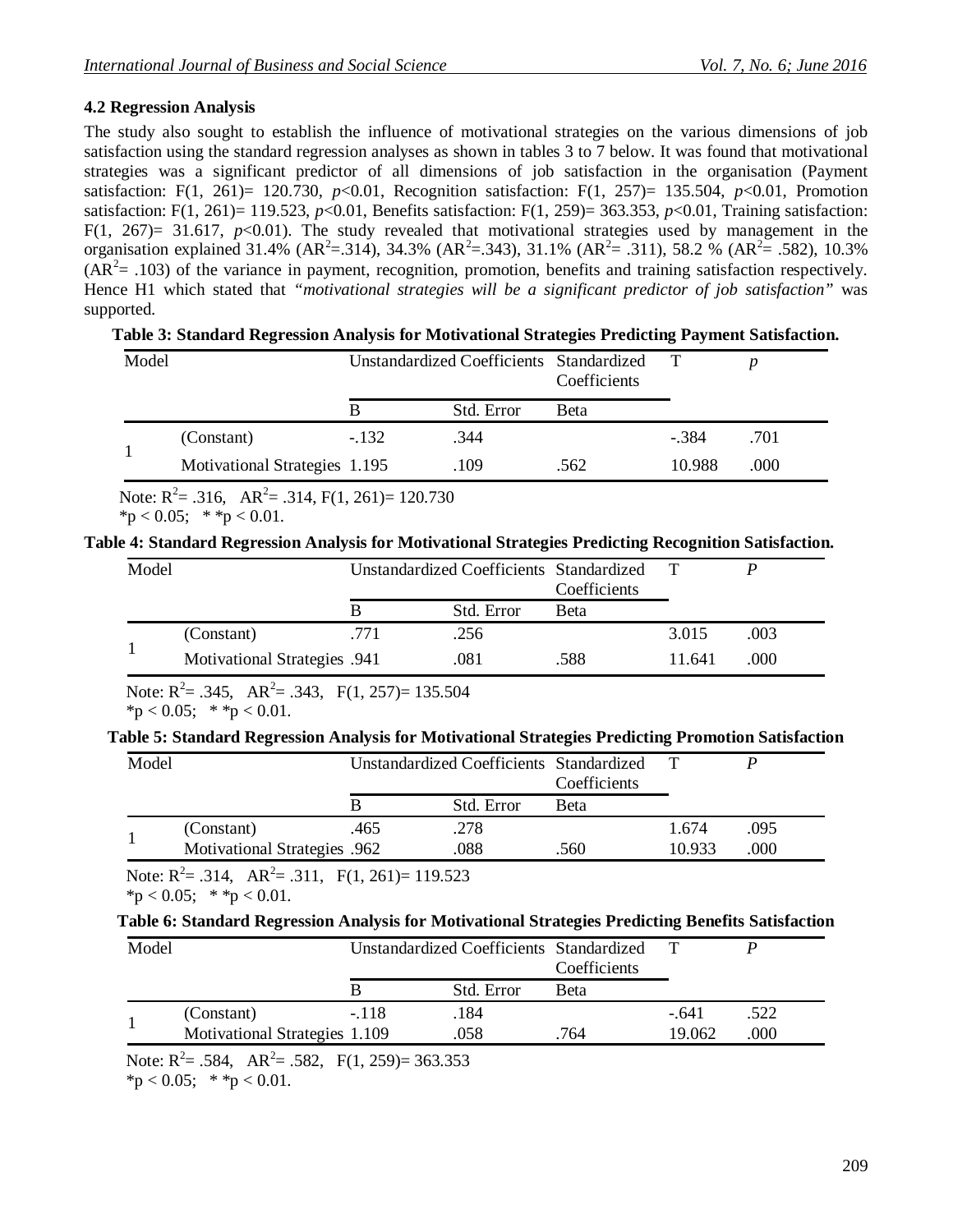### 4.2 Regression Analysis

The study also sought to establish the influence of motivational strategies on the various dimensions of job satisfaction using the standard regression analyses as shown in tables 3 to 7 below. It was found that motivational strategies was a significant predictor of all dimensions of job satisfaction in the organisation (Payment satisfaction: $F(1, 261) = 120.730$, $p<0.01$, Recognition satisfaction: $F(1, 257) = 135.504$, $p<0.01$, Promotion satisfaction: $F(1, 261) = 119.523$, $p<0.01$, Benefits satisfaction: $F(1, 259) = 363.353$, $p<0.01$, Training satisfaction: $F(1, 267) = 31.617$, $p<0.01$). The study revealed that motivational strategies used by management in the organisation explained 31.4% ($AR^2$=.314), 34.3% ($AR^2$=.343), 31.1% ($AR^2$= .311), 58.2 % ($AR^2$= .582), 10.3% ($AR^2$= .103) of the variance in payment, recognition, promotion, benefits and training satisfaction respectively. Hence H1 which stated that *"motivational strategies will be a significant predictor of job satisfaction"* was supported.

**Table 3: Standard Regression Analysis for Motivational Strategies Predicting Payment Satisfaction.**

| Model | | Unstandardized Coefficients | | Standardized Coefficients | T | *p* |
|---|---|---|---|---|---|---|
| | | B | Std. Error | Beta | | |
| 1 | (Constant) | -.132 | .344 | | -.384 | .701 |
| | Motivational Strategies | 1.195 | .109 | .562 | 10.988 | .000 |

Note: $R^2$= .316, $AR^2$= .314, $F(1, 261)$= 120.730
*p < 0.05; * *p < 0.01.

**Table 4: Standard Regression Analysis for Motivational Strategies Predicting Recognition Satisfaction.**

| Model | | Unstandardized Coefficients | | Standardized Coefficients | T | *P* |
|---|---|---|---|---|---|---|
| | | B | Std. Error | Beta | | |
| 1 | (Constant) | .771 | .256 | | 3.015 | .003 |
| | Motivational Strategies | .941 | .081 | .588 | 11.641 | .000 |

Note: $R^2$= .345, $AR^2$= .343, $F(1, 257)$= 135.504
*p < 0.05; * *p < 0.01.

**Table 5: Standard Regression Analysis for Motivational Strategies Predicting Promotion Satisfaction**

| Model | | Unstandardized Coefficients | | Standardized Coefficients | T | *P* |
|---|---|---|---|---|---|---|
| | | B | Std. Error | Beta | | |
| 1 | (Constant) | .465 | .278 | | 1.674 | .095 |
| | Motivational Strategies | .962 | .088 | .560 | 10.933 | .000 |

Note: $R^2$= .314, $AR^2$= .311, $F(1, 261)$= 119.523
*p < 0.05; * *p < 0.01.

**Table 6: Standard Regression Analysis for Motivational Strategies Predicting Benefits Satisfaction**

| Model | | Unstandardized Coefficients | | Standardized Coefficients | T | *P* |
|---|---|---|---|---|---|---|
| | | B | Std. Error | Beta | | |
| 1 | (Constant) | -.118 | .184 | | -.641 | .522 |
| | Motivational Strategies | 1.109 | .058 | .764 | 19.062 | .000 |

Note: $R^2$= .584, $AR^2$= .582, $F(1, 259)$= 363.353
*p < 0.05; * *p < 0.01.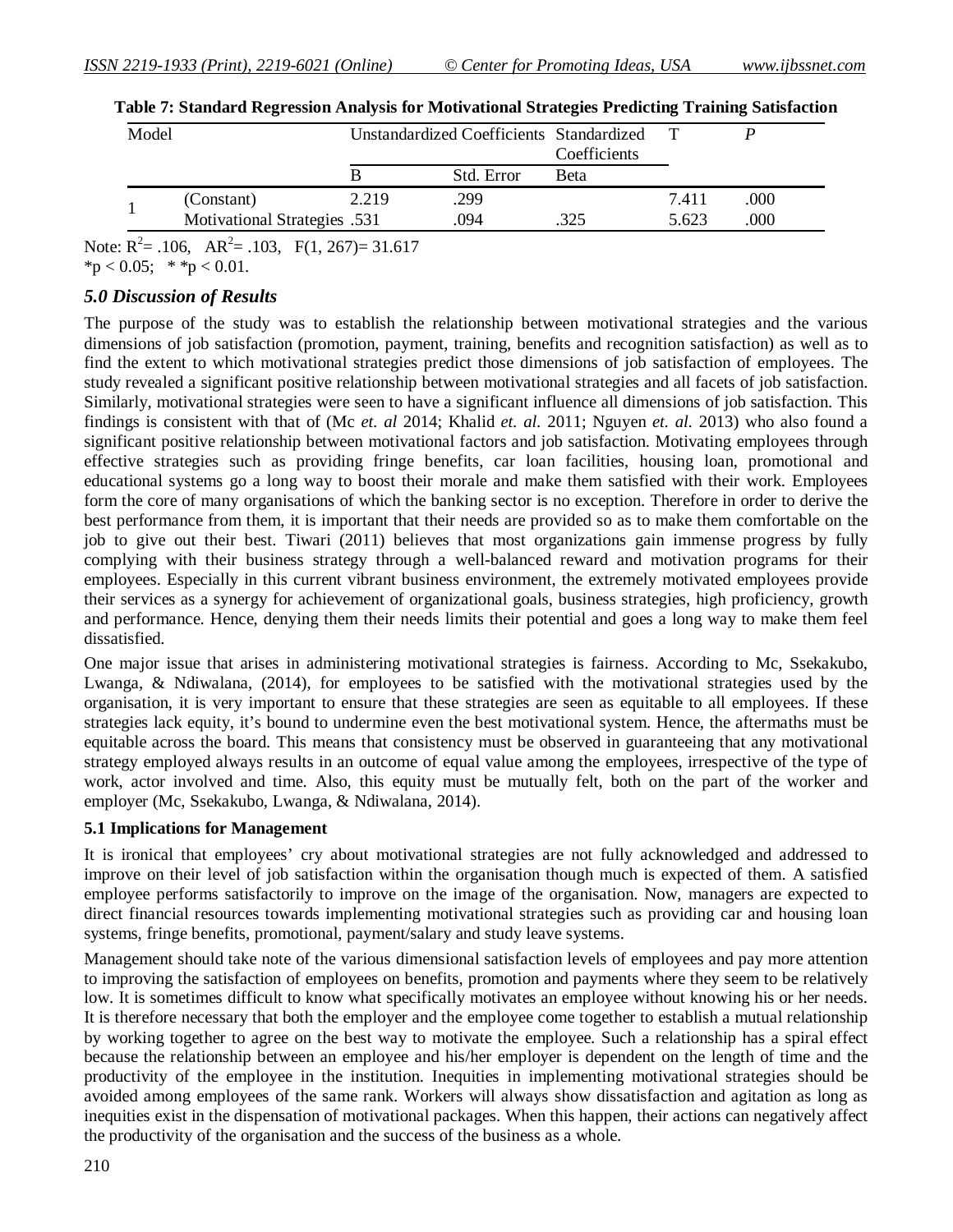**Table 7: Standard Regression Analysis for Motivational Strategies Predicting Training Satisfaction**

| Model | | Unstandardized Coefficients | | Standardized Coefficients | T | *P* |
|---|---|---|---|---|---|---|
| | | B | Std. Error | Beta | | |
| 1 | (Constant) | 2.219 | .299 | | 7.411 | .000 |
| | Motivational Strategies | .531 | .094 | .325 | 5.623 | .000 |

Note: $R^2$= .106, $AR^2$= .103, $F(1, 267)$= 31.617

*$p < 0.05$; **$p < 0.01$.

## *5.0 Discussion of Results*

The purpose of the study was to establish the relationship between motivational strategies and the various dimensions of job satisfaction (promotion, payment, training, benefits and recognition satisfaction) as well as to find the extent to which motivational strategies predict those dimensions of job satisfaction of employees. The study revealed a significant positive relationship between motivational strategies and all facets of job satisfaction. Similarly, motivational strategies were seen to have a significant influence all dimensions of job satisfaction. This findings is consistent with that of (Mc *et. al* 2014; Khalid *et. al.* 2011; Nguyen *et. al.* 2013) who also found a significant positive relationship between motivational factors and job satisfaction. Motivating employees through effective strategies such as providing fringe benefits, car loan facilities, housing loan, promotional and educational systems go a long way to boost their morale and make them satisfied with their work. Employees form the core of many organisations of which the banking sector is no exception. Therefore in order to derive the best performance from them, it is important that their needs are provided so as to make them comfortable on the job to give out their best. Tiwari (2011) believes that most organizations gain immense progress by fully complying with their business strategy through a well-balanced reward and motivation programs for their employees. Especially in this current vibrant business environment, the extremely motivated employees provide their services as a synergy for achievement of organizational goals, business strategies, high proficiency, growth and performance. Hence, denying them their needs limits their potential and goes a long way to make them feel dissatisfied.

One major issue that arises in administering motivational strategies is fairness. According to Mc, Ssekakubo, Lwanga, & Ndiwalana, (2014), for employees to be satisfied with the motivational strategies used by the organisation, it is very important to ensure that these strategies are seen as equitable to all employees. If these strategies lack equity, it's bound to undermine even the best motivational system. Hence, the aftermaths must be equitable across the board. This means that consistency must be observed in guaranteeing that any motivational strategy employed always results in an outcome of equal value among the employees, irrespective of the type of work, actor involved and time. Also, this equity must be mutually felt, both on the part of the worker and employer (Mc, Ssekakubo, Lwanga, & Ndiwalana, 2014).

### 5.1 Implications for Management

It is ironical that employees' cry about motivational strategies are not fully acknowledged and addressed to improve on their level of job satisfaction within the organisation though much is expected of them. A satisfied employee performs satisfactorily to improve on the image of the organisation. Now, managers are expected to direct financial resources towards implementing motivational strategies such as providing car and housing loan systems, fringe benefits, promotional, payment/salary and study leave systems.

Management should take note of the various dimensional satisfaction levels of employees and pay more attention to improving the satisfaction of employees on benefits, promotion and payments where they seem to be relatively low. It is sometimes difficult to know what specifically motivates an employee without knowing his or her needs. It is therefore necessary that both the employer and the employee come together to establish a mutual relationship by working together to agree on the best way to motivate the employee. Such a relationship has a spiral effect because the relationship between an employee and his/her employer is dependent on the length of time and the productivity of the employee in the institution. Inequities in implementing motivational strategies should be avoided among employees of the same rank. Workers will always show dissatisfaction and agitation as long as inequities exist in the dispensation of motivational packages. When this happen, their actions can negatively affect the productivity of the organisation and the success of the business as a whole.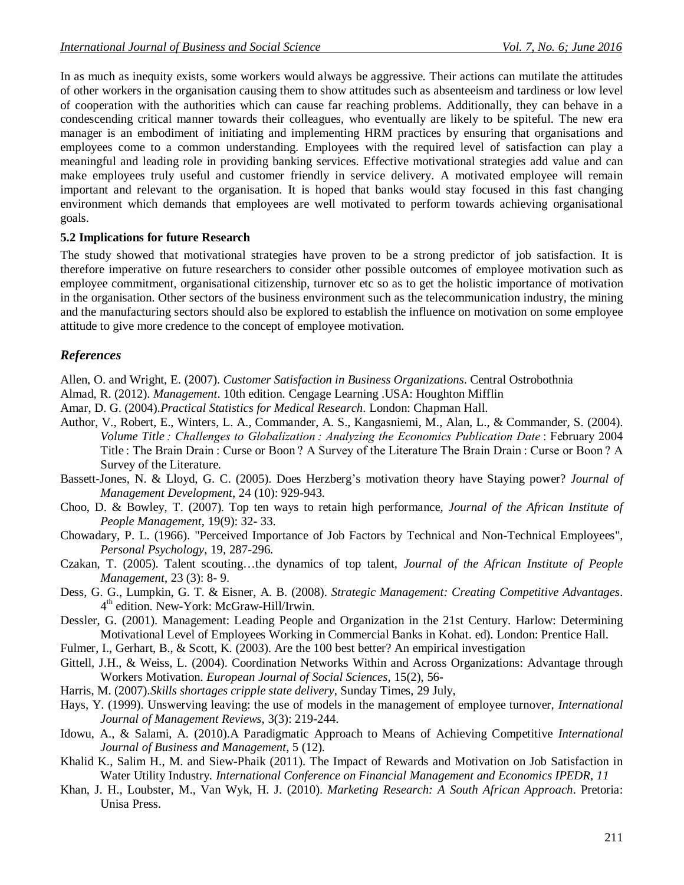In as much as inequity exists, some workers would always be aggressive. Their actions can mutilate the attitudes of other workers in the organisation causing them to show attitudes such as absenteeism and tardiness or low level of cooperation with the authorities which can cause far reaching problems. Additionally, they can behave in a condescending critical manner towards their colleagues, who eventually are likely to be spiteful. The new era manager is an embodiment of initiating and implementing HRM practices by ensuring that organisations and employees come to a common understanding. Employees with the required level of satisfaction can play a meaningful and leading role in providing banking services. Effective motivational strategies add value and can make employees truly useful and customer friendly in service delivery. A motivated employee will remain important and relevant to the organisation. It is hoped that banks would stay focused in this fast changing environment which demands that employees are well motivated to perform towards achieving organisational goals.

### 5.2 Implications for future Research

The study showed that motivational strategies have proven to be a strong predictor of job satisfaction. It is therefore imperative on future researchers to consider other possible outcomes of employee motivation such as employee commitment, organisational citizenship, turnover etc so as to get the holistic importance of motivation in the organisation. Other sectors of the business environment such as the telecommunication industry, the mining and the manufacturing sectors should also be explored to establish the influence on motivation on some employee attitude to give more credence to the concept of employee motivation.

## *References*

Allen, O. and Wright, E. (2007). *Customer Satisfaction in Business Organizations*. Central Ostrobothnia

Almad, R. (2012). *Management*. 10th edition. Cengage Learning .USA: Houghton Mifflin

Amar, D. G. (2004).*Practical Statistics for Medical Research*. London: Chapman Hall.

Author, V., Robert, E., Winters, L. A., Commander, A. S., Kangasniemi, M., Alan, L., & Commander, S. (2004). *Volume Title : Challenges to Globalization : Analyzing the Economics Publication Date* : February 2004 Title : The Brain Drain : Curse or Boon ? A Survey of the Literature The Brain Drain : Curse or Boon ? A Survey of the Literature.

Bassett-Jones, N. & Lloyd, G. C. (2005). Does Herzberg's motivation theory have Staying power? *Journal of Management Development*, 24 (10): 929-943.

Choo, D. & Bowley, T. (2007). Top ten ways to retain high performance, *Journal of the African Institute of People Management*, 19(9): 32- 33.

Chowadary, P. L. (1966). "Perceived Importance of Job Factors by Technical and Non-Technical Employees", *Personal Psychology*, 19, 287-296.

Czakan, T. (2005). Talent scouting…the dynamics of top talent, *Journal of the African Institute of People Management*, 23 (3): 8- 9.

Dess, G. G., Lumpkin, G. T. & Eisner, A. B. (2008). *Strategic Management: Creating Competitive Advantages*. 4th edition. New-York: McGraw-Hill/Irwin.

Dessler, G. (2001). Management: Leading People and Organization in the 21st Century. Harlow: Determining Motivational Level of Employees Working in Commercial Banks in Kohat. ed). London: Prentice Hall.

Fulmer, I., Gerhart, B., & Scott, K. (2003). Are the 100 best better? An empirical investigation

Gittell, J.H., & Weiss, L. (2004). Coordination Networks Within and Across Organizations: Advantage through Workers Motivation. *European Journal of Social Sciences*, 15(2), 56-

Harris, M. (2007).*Skills shortages cripple state delivery*, Sunday Times, 29 July,

Hays, Y. (1999). Unswerving leaving: the use of models in the management of employee turnover, *International Journal of Management Reviews*, 3(3): 219-244.

Idowu, A., & Salami, A. (2010).A Paradigmatic Approach to Means of Achieving Competitive *International Journal of Business and Management*, 5 (12).

Khalid K., Salim H., M. and Siew-Phaik (2011). The Impact of Rewards and Motivation on Job Satisfaction in Water Utility Industry. *International Conference on Financial Management and Economics IPEDR, 11*

Khan, J. H., Loubster, M., Van Wyk, H. J. (2010). *Marketing Research: A South African Approach*. Pretoria: Unisa Press.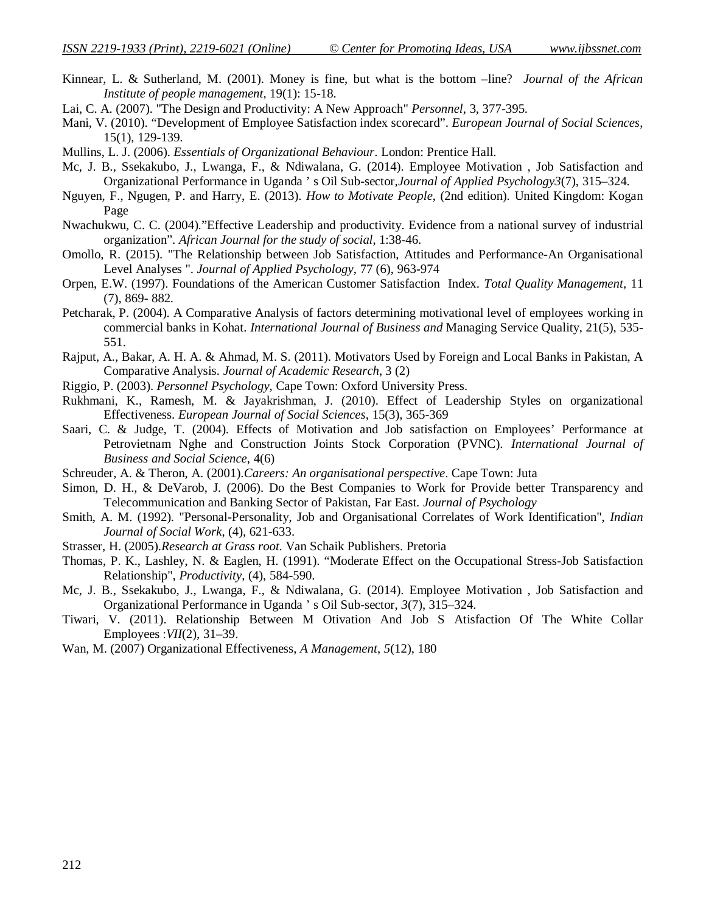Kinnear, L. & Sutherland, M. (2001). Money is fine, but what is the bottom –line? *Journal of the African Institute of people management*, 19(1): 15-18.

Lai, C. A. (2007). "The Design and Productivity: A New Approach" *Personnel*, 3, 377-395.

Mani, V. (2010). "Development of Employee Satisfaction index scorecard". *European Journal of Social Sciences*, 15(1), 129-139.

Mullins, L. J. (2006). *Essentials of Organizational Behaviour*. London: Prentice Hall.

Mc, J. B., Ssekakubo, J., Lwanga, F., & Ndiwalana, G. (2014). Employee Motivation , Job Satisfaction and Organizational Performance in Uganda ' s Oil Sub-sector,*Journal of Applied Psychology3*(7), 315–324.

Nguyen, F., Ngugen, P. and Harry, E. (2013). *How to Motivate People*, (2nd edition). United Kingdom: Kogan Page

Nwachukwu, C. C. (2004)."Effective Leadership and productivity. Evidence from a national survey of industrial organization". *African Journal for the study of social*, 1:38-46.

Omollo, R. (2015). "The Relationship between Job Satisfaction, Attitudes and Performance-An Organisational Level Analyses ". *Journal of Applied Psychology*, 77 (6), 963-974

Orpen, E.W. (1997). Foundations of the American Customer Satisfaction Index. *Total Quality Management*, 11 (7), 869- 882.

Petcharak, P. (2004). A Comparative Analysis of factors determining motivational level of employees working in commercial banks in Kohat. *International Journal of Business and* Managing Service Quality, 21(5), 535-551.

Rajput, A., Bakar, A. H. A. & Ahmad, M. S. (2011). Motivators Used by Foreign and Local Banks in Pakistan, A Comparative Analysis. *Journal of Academic Research*, 3 (2)

Riggio, P. (2003). *Personnel Psychology*, Cape Town: Oxford University Press.

Rukhmani, K., Ramesh, M. & Jayakrishman, J. (2010). Effect of Leadership Styles on organizational Effectiveness. *European Journal of Social Sciences*, 15(3), 365-369

Saari, C. & Judge, T. (2004). Effects of Motivation and Job satisfaction on Employees' Performance at Petrovietnam Nghe and Construction Joints Stock Corporation (PVNC). *International Journal of Business and Social Science*, 4(6)

Schreuder, A. & Theron, A. (2001).*Careers: An organisational perspective*. Cape Town: Juta

Simon, D. H., & DeVarob, J. (2006). Do the Best Companies to Work for Provide better Transparency and Telecommunication and Banking Sector of Pakistan, Far East. *Journal of Psychology*

Smith, A. M. (1992). "Personal-Personality, Job and Organisational Correlates of Work Identification", *Indian Journal of Social Work*, (4), 621-633.

Strasser, H. (2005).*Research at Grass root*. Van Schaik Publishers. Pretoria

Thomas, P. K., Lashley, N. & Eaglen, H. (1991). "Moderate Effect on the Occupational Stress-Job Satisfaction Relationship", *Productivity*, (4), 584-590.

Mc, J. B., Ssekakubo, J., Lwanga, F., & Ndiwalana, G. (2014). Employee Motivation , Job Satisfaction and Organizational Performance in Uganda ' s Oil Sub-sector, *3*(7), 315–324.

Tiwari, V. (2011). Relationship Between M Otivation And Job S Atisfaction Of The White Collar Employees :*VII*(2), 31–39.

Wan, M. (2007) Organizational Effectiveness, *A Management*, *5*(12), 180